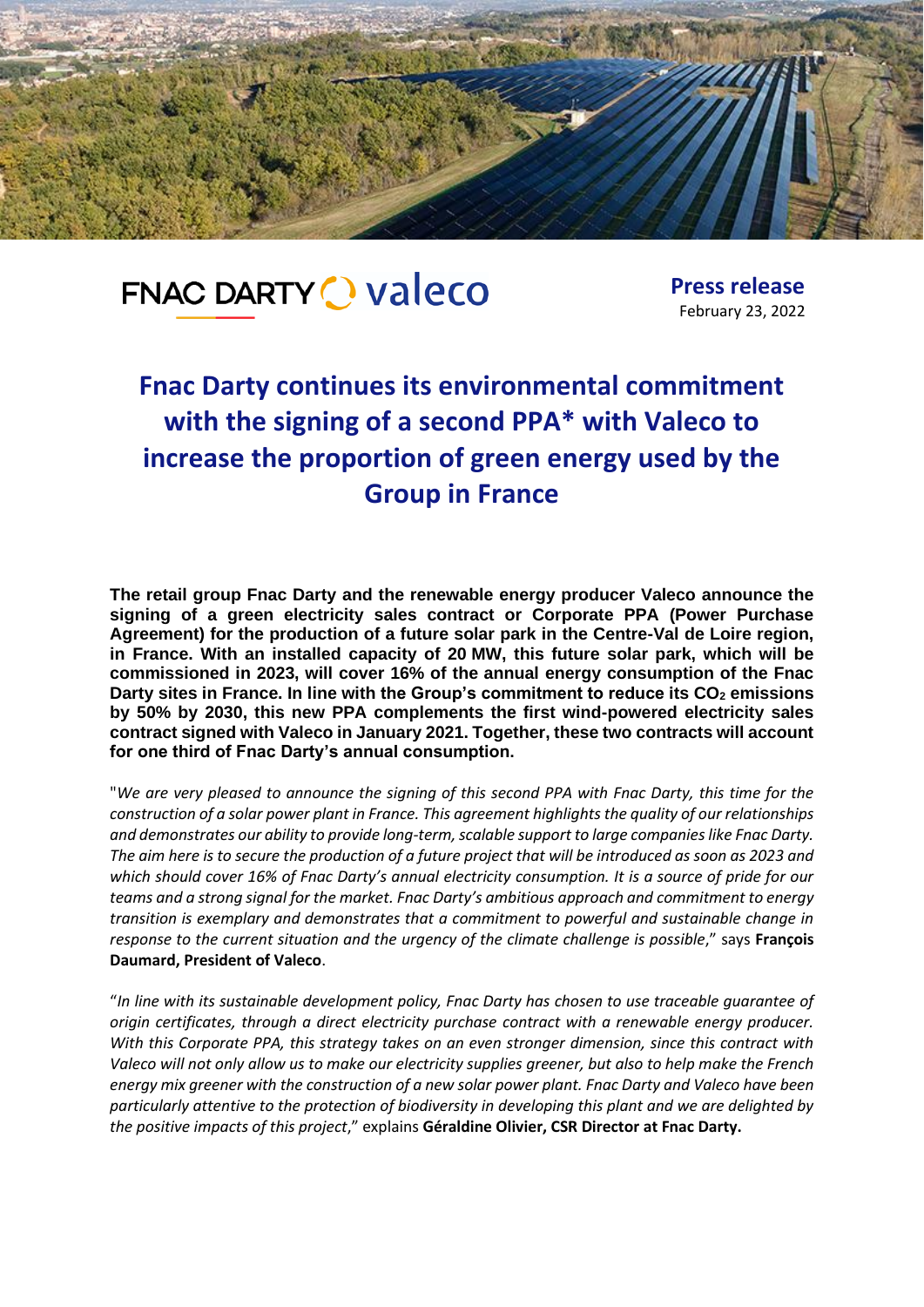FNAC DARTY valeco

**Press release**
February 23, 2022

# Fnac Darty continues its environmental commitment with the signing of a second PPA* with Valeco to increase the proportion of green energy used by the Group in France

**The retail group Fnac Darty and the renewable energy producer Valeco announce the signing of a green electricity sales contract or Corporate PPA (Power Purchase Agreement) for the production of a future solar park in the Centre-Val de Loire region, in France. With an installed capacity of 20 MW, this future solar park, which will be commissioned in 2023, will cover 16% of the annual energy consumption of the Fnac Darty sites in France. In line with the Group's commitment to reduce its $CO_2$ emissions by 50% by 2030, this new PPA complements the first wind-powered electricity sales contract signed with Valeco in January 2021. Together, these two contracts will account for one third of Fnac Darty's annual consumption.**

"*We are very pleased to announce the signing of this second PPA with Fnac Darty, this time for the construction of a solar power plant in France. This agreement highlights the quality of our relationships and demonstrates our ability to provide long-term, scalable support to large companies like Fnac Darty. The aim here is to secure the production of a future project that will be introduced as soon as 2023 and which should cover 16% of Fnac Darty's annual electricity consumption. It is a source of pride for our teams and a strong signal for the market. Fnac Darty's ambitious approach and commitment to energy transition is exemplary and demonstrates that a commitment to powerful and sustainable change in response to the current situation and the urgency of the climate challenge is possible*," says **François Daumard, President of Valeco**.

"*In line with its sustainable development policy, Fnac Darty has chosen to use traceable guarantee of origin certificates, through a direct electricity purchase contract with a renewable energy producer. With this Corporate PPA, this strategy takes on an even stronger dimension, since this contract with Valeco will not only allow us to make our electricity supplies greener, but also to help make the French energy mix greener with the construction of a new solar power plant. Fnac Darty and Valeco have been particularly attentive to the protection of biodiversity in developing this plant and we are delighted by the positive impacts of this project*," explains **Géraldine Olivier, CSR Director at Fnac Darty.**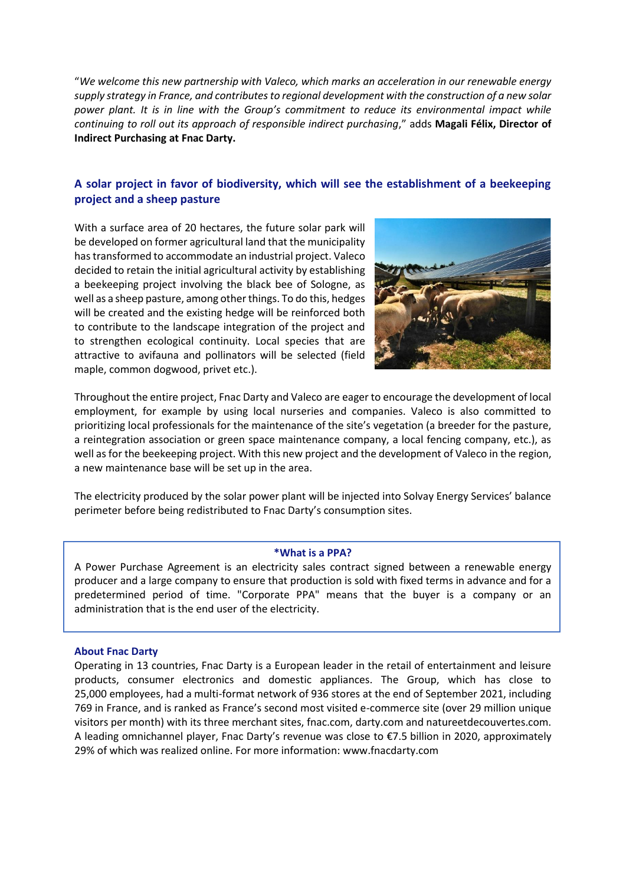"*We welcome this new partnership with Valeco, which marks an acceleration in our renewable energy supply strategy in France, and contributes to regional development with the construction of a new solar power plant. It is in line with the Group's commitment to reduce its environmental impact while continuing to roll out its approach of responsible indirect purchasing*," adds **Magali Félix, Director of Indirect Purchasing at Fnac Darty.**

## A solar project in favor of biodiversity, which will see the establishment of a beekeeping project and a sheep pasture

With a surface area of 20 hectares, the future solar park will be developed on former agricultural land that the municipality has transformed to accommodate an industrial project. Valeco decided to retain the initial agricultural activity by establishing a beekeeping project involving the black bee of Sologne, as well as a sheep pasture, among other things. To do this, hedges will be created and the existing hedge will be reinforced both to contribute to the landscape integration of the project and to strengthen ecological continuity. Local species that are attractive to avifauna and pollinators will be selected (field maple, common dogwood, privet etc.).

Throughout the entire project, Fnac Darty and Valeco are eager to encourage the development of local employment, for example by using local nurseries and companies. Valeco is also committed to prioritizing local professionals for the maintenance of the site's vegetation (a breeder for the pasture, a reintegration association or green space maintenance company, a local fencing company, etc.), as well as for the beekeeping project. With this new project and the development of Valeco in the region, a new maintenance base will be set up in the area.

The electricity produced by the solar power plant will be injected into Solvay Energy Services' balance perimeter before being redistributed to Fnac Darty's consumption sites.

**\*What is a PPA?**

A Power Purchase Agreement is an electricity sales contract signed between a renewable energy producer and a large company to ensure that production is sold with fixed terms in advance and for a predetermined period of time. "Corporate PPA" means that the buyer is a company or an administration that is the end user of the electricity.

### About Fnac Darty

Operating in 13 countries, Fnac Darty is a European leader in the retail of entertainment and leisure products, consumer electronics and domestic appliances. The Group, which has close to 25,000 employees, had a multi-format network of 936 stores at the end of September 2021, including 769 in France, and is ranked as France's second most visited e-commerce site (over 29 million unique visitors per month) with its three merchant sites, fnac.com, darty.com and natureetdecouvertes.com. A leading omnichannel player, Fnac Darty's revenue was close to €7.5 billion in 2020, approximately 29% of which was realized online. For more information: www.fnacdarty.com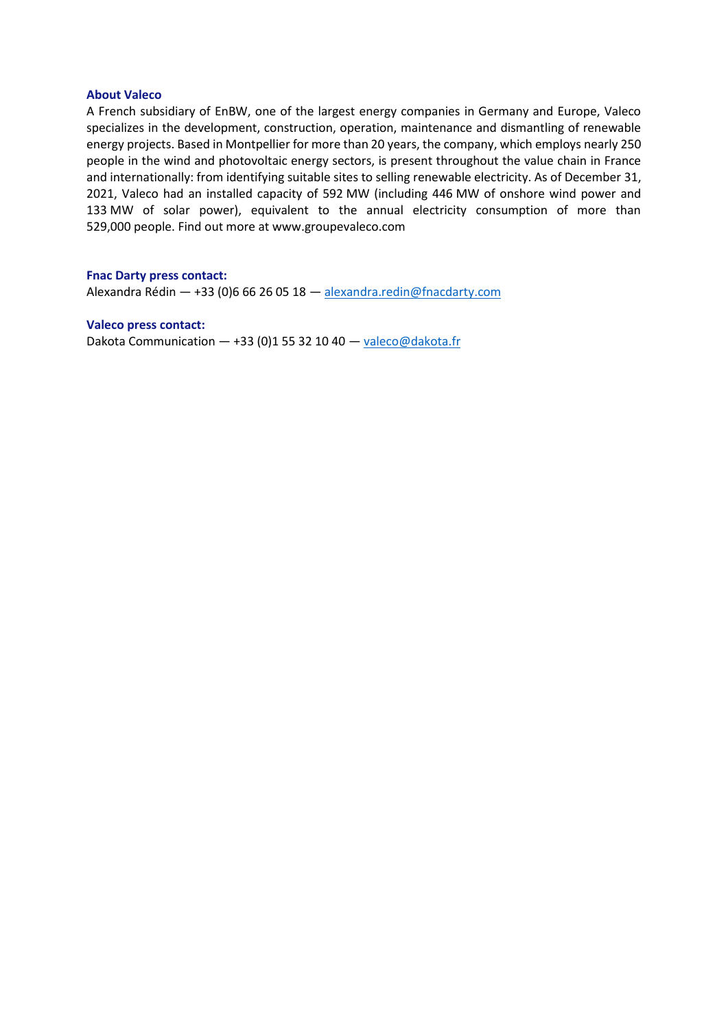**About Valeco**

A French subsidiary of EnBW, one of the largest energy companies in Germany and Europe, Valeco specializes in the development, construction, operation, maintenance and dismantling of renewable energy projects. Based in Montpellier for more than 20 years, the company, which employs nearly 250 people in the wind and photovoltaic energy sectors, is present throughout the value chain in France and internationally: from identifying suitable sites to selling renewable electricity. As of December 31, 2021, Valeco had an installed capacity of 592 MW (including 446 MW of onshore wind power and 133 MW of solar power), equivalent to the annual electricity consumption of more than 529,000 people. Find out more at www.groupevaleco.com

**Fnac Darty press contact:**
Alexandra Rédin — +33 (0)6 66 26 05 18 — alexandra.redin@fnacdarty.com

**Valeco press contact:**
Dakota Communication — +33 (0)1 55 32 10 40 — valeco@dakota.fr